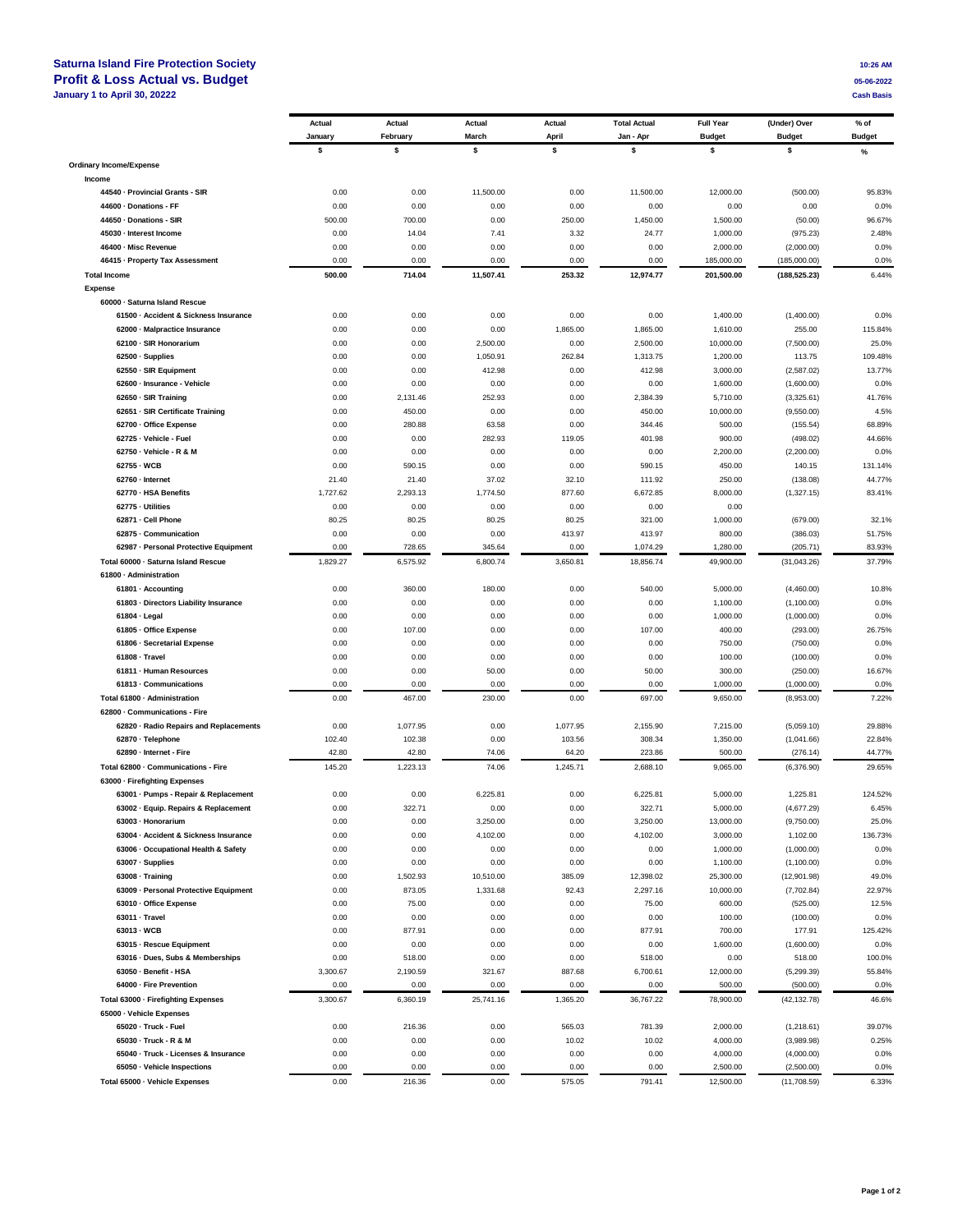**Saturna Island Fire Protection Society** 10:26 AM

**Profit & Loss Actual vs. Budget** 05-06-2022

**January 1 to April 30, 20222** Cash Basis

| | Actual January | Actual February | Actual March | Actual April | Total Actual Jan - Apr | Full Year Budget | (Under) Over Budget | % of Budget |
|---|---|---|---|---|---|---|---|---|
| | $ | $ | $ | $ | $ | $ | $ | % |
| **Ordinary Income/Expense** | | | | | | | | |
| **Income** | | | | | | | | |
| 44540 · Provincial Grants - SIR | 0.00 | 0.00 | 11,500.00 | 0.00 | 11,500.00 | 12,000.00 | (500.00) | 95.83% |
| 44600 · Donations - FF | 0.00 | 0.00 | 0.00 | 0.00 | 0.00 | 0.00 | 0.00 | 0.0% |
| 44650 · Donations - SIR | 500.00 | 700.00 | 0.00 | 250.00 | 1,450.00 | 1,500.00 | (50.00) | 96.67% |
| 45030 · Interest Income | 0.00 | 14.04 | 7.41 | 3.32 | 24.77 | 1,000.00 | (975.23) | 2.48% |
| 46400 · Misc Revenue | 0.00 | 0.00 | 0.00 | 0.00 | 0.00 | 2,000.00 | (2,000.00) | 0.0% |
| 46415 · Property Tax Assessment | 0.00 | 0.00 | 0.00 | 0.00 | 0.00 | 185,000.00 | (185,000.00) | 0.0% |
| **Total Income** | 500.00 | 714.04 | 11,507.41 | 253.32 | 12,974.77 | 201,500.00 | (188,525.23) | 6.44% |
| **Expense** | | | | | | | | |
| **60000 · Saturna Island Rescue** | | | | | | | | |
| 61500 · Accident & Sickness Insurance | 0.00 | 0.00 | 0.00 | 0.00 | 0.00 | 1,400.00 | (1,400.00) | 0.0% |
| 62000 · Malpractice Insurance | 0.00 | 0.00 | 0.00 | 1,865.00 | 1,865.00 | 1,610.00 | 255.00 | 115.84% |
| 62100 · SIR Honorarium | 0.00 | 0.00 | 2,500.00 | 0.00 | 2,500.00 | 10,000.00 | (7,500.00) | 25.0% |
| 62500 · Supplies | 0.00 | 0.00 | 1,050.91 | 262.84 | 1,313.75 | 1,200.00 | 113.75 | 109.48% |
| 62550 · SIR Equipment | 0.00 | 0.00 | 412.98 | 0.00 | 412.98 | 3,000.00 | (2,587.02) | 13.77% |
| 62600 · Insurance - Vehicle | 0.00 | 0.00 | 0.00 | 0.00 | 0.00 | 1,600.00 | (1,600.00) | 0.0% |
| 62650 · SIR Training | 0.00 | 2,131.46 | 252.93 | 0.00 | 2,384.39 | 5,710.00 | (3,325.61) | 41.76% |
| 62651 · SIR Certificate Training | 0.00 | 450.00 | 0.00 | 0.00 | 450.00 | 10,000.00 | (9,550.00) | 4.5% |
| 62700 · Office Expense | 0.00 | 280.88 | 63.58 | 0.00 | 344.46 | 500.00 | (155.54) | 68.89% |
| 62725 · Vehicle - Fuel | 0.00 | 0.00 | 282.93 | 119.05 | 401.98 | 900.00 | (498.02) | 44.66% |
| 62750 · Vehicle - R & M | 0.00 | 0.00 | 0.00 | 0.00 | 0.00 | 2,200.00 | (2,200.00) | 0.0% |
| 62755 · WCB | 0.00 | 590.15 | 0.00 | 0.00 | 590.15 | 450.00 | 140.15 | 131.14% |
| 62760 · Internet | 21.40 | 21.40 | 37.02 | 32.10 | 111.92 | 250.00 | (138.08) | 44.77% |
| 62770 · HSA Benefits | 1,727.62 | 2,293.13 | 1,774.50 | 877.60 | 6,672.85 | 8,000.00 | (1,327.15) | 83.41% |
| 62775 · Utilities | 0.00 | 0.00 | 0.00 | 0.00 | 0.00 | 0.00 | | |
| 62871 · Cell Phone | 80.25 | 80.25 | 80.25 | 80.25 | 321.00 | 1,000.00 | (679.00) | 32.1% |
| 62875 · Communication | 0.00 | 0.00 | 0.00 | 413.97 | 413.97 | 800.00 | (386.03) | 51.75% |
| 62987 · Personal Protective Equipment | 0.00 | 728.65 | 345.64 | 0.00 | 1,074.29 | 1,280.00 | (205.71) | 83.93% |
| **Total 60000 · Saturna Island Rescue** | 1,829.27 | 6,575.92 | 6,800.74 | 3,650.81 | 18,856.74 | 49,900.00 | (31,043.26) | 37.79% |
| **61800 · Administration** | | | | | | | | |
| 61801 · Accounting | 0.00 | 360.00 | 180.00 | 0.00 | 540.00 | 5,000.00 | (4,460.00) | 10.8% |
| 61803 · Directors Liability Insurance | 0.00 | 0.00 | 0.00 | 0.00 | 0.00 | 1,100.00 | (1,100.00) | 0.0% |
| 61804 · Legal | 0.00 | 0.00 | 0.00 | 0.00 | 0.00 | 1,000.00 | (1,000.00) | 0.0% |
| 61805 · Office Expense | 0.00 | 107.00 | 0.00 | 0.00 | 107.00 | 400.00 | (293.00) | 26.75% |
| 61806 · Secretarial Expense | 0.00 | 0.00 | 0.00 | 0.00 | 0.00 | 750.00 | (750.00) | 0.0% |
| 61808 · Travel | 0.00 | 0.00 | 0.00 | 0.00 | 0.00 | 100.00 | (100.00) | 0.0% |
| 61811 · Human Resources | 0.00 | 0.00 | 50.00 | 0.00 | 50.00 | 300.00 | (250.00) | 16.67% |
| 61813 · Communications | 0.00 | 0.00 | 0.00 | 0.00 | 0.00 | 1,000.00 | (1,000.00) | 0.0% |
| **Total 61800 · Administration** | 0.00 | 467.00 | 230.00 | 0.00 | 697.00 | 9,650.00 | (8,953.00) | 7.22% |
| **62800 · Communications - Fire** | | | | | | | | |
| 62820 · Radio Repairs and Replacements | 0.00 | 1,077.95 | 0.00 | 1,077.95 | 2,155.90 | 7,215.00 | (5,059.10) | 29.88% |
| 62870 · Telephone | 102.40 | 102.38 | 0.00 | 103.56 | 308.34 | 1,350.00 | (1,041.66) | 22.84% |
| 62890 · Internet - Fire | 42.80 | 42.80 | 74.06 | 64.20 | 223.86 | 500.00 | (276.14) | 44.77% |
| **Total 62800 · Communications - Fire** | 145.20 | 1,223.13 | 74.06 | 1,245.71 | 2,688.10 | 9,065.00 | (6,376.90) | 29.65% |
| **63000 · Firefighting Expenses** | | | | | | | | |
| 63001 · Pumps - Repair & Replacement | 0.00 | 0.00 | 6,225.81 | 0.00 | 6,225.81 | 5,000.00 | 1,225.81 | 124.52% |
| 63002 · Equip. Repairs & Replacement | 0.00 | 322.71 | 0.00 | 0.00 | 322.71 | 5,000.00 | (4,677.29) | 6.45% |
| 63003 · Honorarium | 0.00 | 0.00 | 3,250.00 | 0.00 | 3,250.00 | 13,000.00 | (9,750.00) | 25.0% |
| 63004 · Accident & Sickness Insurance | 0.00 | 0.00 | 4,102.00 | 0.00 | 4,102.00 | 3,000.00 | 1,102.00 | 136.73% |
| 63006 · Occupational Health & Safety | 0.00 | 0.00 | 0.00 | 0.00 | 0.00 | 1,000.00 | (1,000.00) | 0.0% |
| 63007 · Supplies | 0.00 | 0.00 | 0.00 | 0.00 | 0.00 | 1,100.00 | (1,100.00) | 0.0% |
| 63008 · Training | 0.00 | 1,502.93 | 10,510.00 | 385.09 | 12,398.02 | 25,300.00 | (12,901.98) | 49.0% |
| 63009 · Personal Protective Equipment | 0.00 | 873.05 | 1,331.68 | 92.43 | 2,297.16 | 10,000.00 | (7,702.84) | 22.97% |
| 63010 · Office Expense | 0.00 | 75.00 | 0.00 | 0.00 | 75.00 | 600.00 | (525.00) | 12.5% |
| 63011 · Travel | 0.00 | 0.00 | 0.00 | 0.00 | 0.00 | 100.00 | (100.00) | 0.0% |
| 63013 · WCB | 0.00 | 877.91 | 0.00 | 0.00 | 877.91 | 700.00 | 177.91 | 125.42% |
| 63015 · Rescue Equipment | 0.00 | 0.00 | 0.00 | 0.00 | 0.00 | 1,600.00 | (1,600.00) | 0.0% |
| 63016 · Dues, Subs & Memberships | 0.00 | 518.00 | 0.00 | 0.00 | 518.00 | 0.00 | 518.00 | 100.0% |
| 63050 · Benefit - HSA | 3,300.67 | 2,190.59 | 321.67 | 887.68 | 6,700.61 | 12,000.00 | (5,299.39) | 55.84% |
| 64000 · Fire Prevention | 0.00 | 0.00 | 0.00 | 0.00 | 0.00 | 500.00 | (500.00) | 0.0% |
| **Total 63000 · Firefighting Expenses** | 3,300.67 | 6,360.19 | 25,741.16 | 1,365.20 | 36,767.22 | 78,900.00 | (42,132.78) | 46.6% |
| **65000 · Vehicle Expenses** | | | | | | | | |
| 65020 · Truck - Fuel | 0.00 | 216.36 | 0.00 | 565.03 | 781.39 | 2,000.00 | (1,218.61) | 39.07% |
| 65030 · Truck - R & M | 0.00 | 0.00 | 0.00 | 10.02 | 10.02 | 4,000.00 | (3,989.98) | 0.25% |
| 65040 · Truck - Licenses & Insurance | 0.00 | 0.00 | 0.00 | 0.00 | 0.00 | 4,000.00 | (4,000.00) | 0.0% |
| 65050 · Vehicle Inspections | 0.00 | 0.00 | 0.00 | 0.00 | 0.00 | 2,500.00 | (2,500.00) | 0.0% |
| **Total 65000 · Vehicle Expenses** | 0.00 | 216.36 | 0.00 | 575.05 | 791.41 | 12,500.00 | (11,708.59) | 6.33% |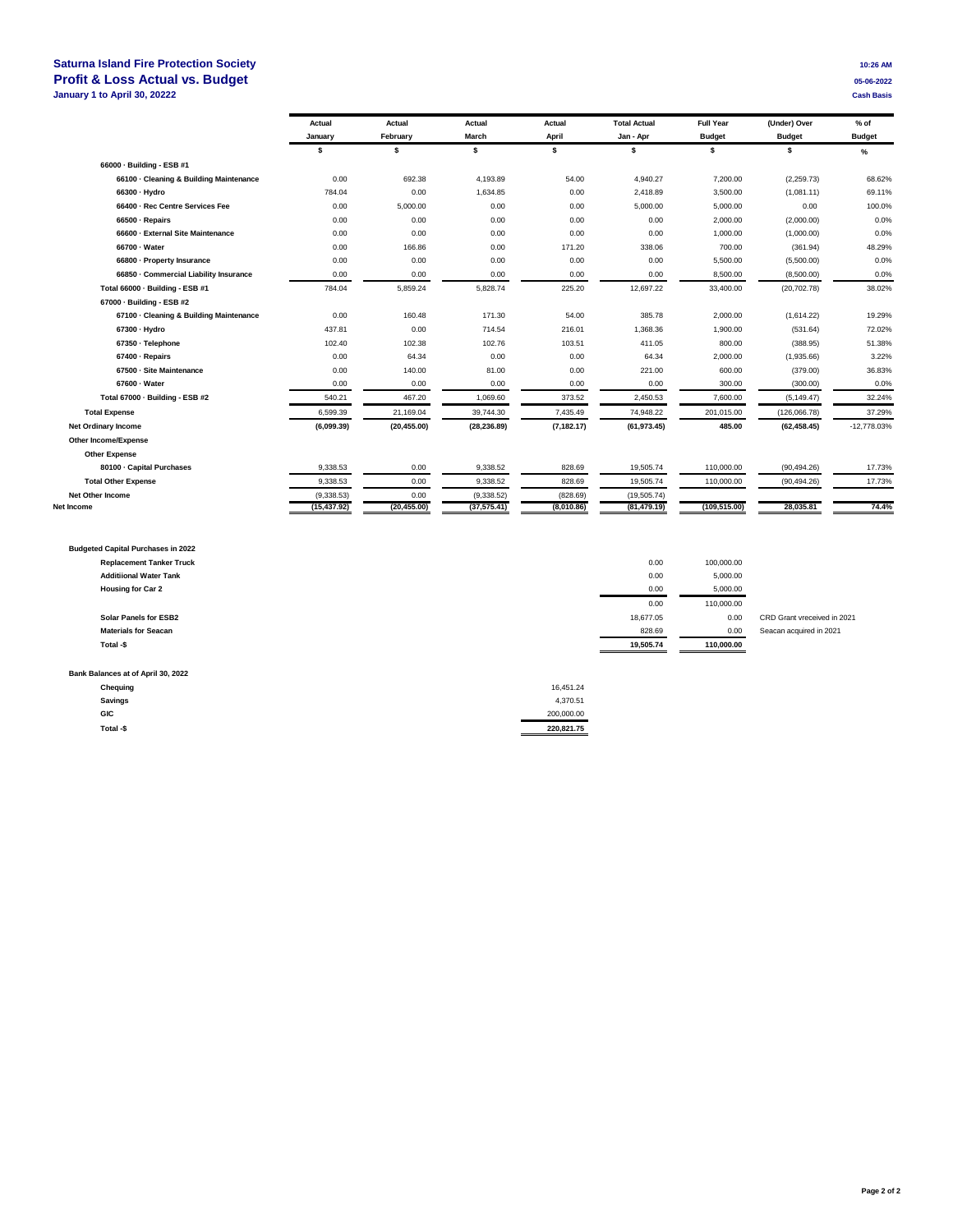# Saturna Island Fire Protection Society
## Profit & Loss Actual vs. Budget
**January 1 to April 30, 20222**

10:26 AM
05-06-2022
Cash Basis

| | Actual January | Actual February | Actual March | Actual April | Total Actual Jan - Apr | Full Year Budget | (Under) Over Budget | % of Budget |
|---|---|---|---|---|---|---|---|---|
| | $ | $ | $ | $ | $ | $ | $ | % |
| 66000 · Building - ESB #1 | | | | | | | | |
| 66100 · Cleaning & Building Maintenance | 0.00 | 692.38 | 4,193.89 | 54.00 | 4,940.27 | 7,200.00 | (2,259.73) | 68.62% |
| 66300 · Hydro | 784.04 | 0.00 | 1,634.85 | 0.00 | 2,418.89 | 3,500.00 | (1,081.11) | 69.11% |
| 66400 · Rec Centre Services Fee | 0.00 | 5,000.00 | 0.00 | 0.00 | 5,000.00 | 5,000.00 | 0.00 | 100.0% |
| 66500 · Repairs | 0.00 | 0.00 | 0.00 | 0.00 | 0.00 | 2,000.00 | (2,000.00) | 0.0% |
| 66600 · External Site Maintenance | 0.00 | 0.00 | 0.00 | 0.00 | 0.00 | 1,000.00 | (1,000.00) | 0.0% |
| 66700 · Water | 0.00 | 166.86 | 0.00 | 171.20 | 338.06 | 700.00 | (361.94) | 48.29% |
| 66800 · Property Insurance | 0.00 | 0.00 | 0.00 | 0.00 | 0.00 | 5,500.00 | (5,500.00) | 0.0% |
| 66850 · Commercial Liability Insurance | 0.00 | 0.00 | 0.00 | 0.00 | 0.00 | 8,500.00 | (8,500.00) | 0.0% |
| Total 66000 · Building - ESB #1 | 784.04 | 5,859.24 | 5,828.74 | 225.20 | 12,697.22 | 33,400.00 | (20,702.78) | 38.02% |
| 67000 · Building - ESB #2 | | | | | | | | |
| 67100 · Cleaning & Building Maintenance | 0.00 | 160.48 | 171.30 | 54.00 | 385.78 | 2,000.00 | (1,614.22) | 19.29% |
| 67300 · Hydro | 437.81 | 0.00 | 714.54 | 216.01 | 1,368.36 | 1,900.00 | (531.64) | 72.02% |
| 67350 · Telephone | 102.40 | 102.38 | 102.76 | 103.51 | 411.05 | 800.00 | (388.95) | 51.38% |
| 67400 · Repairs | 0.00 | 64.34 | 0.00 | 0.00 | 64.34 | 2,000.00 | (1,935.66) | 3.22% |
| 67500 · Site Maintenance | 0.00 | 140.00 | 81.00 | 0.00 | 221.00 | 600.00 | (379.00) | 36.83% |
| 67600 · Water | 0.00 | 0.00 | 0.00 | 0.00 | 0.00 | 300.00 | (300.00) | 0.0% |
| Total 67000 · Building - ESB #2 | 540.21 | 467.20 | 1,069.60 | 373.52 | 2,450.53 | 7,600.00 | (5,149.47) | 32.24% |
| Total Expense | 6,599.39 | 21,169.04 | 39,744.30 | 7,435.49 | 74,948.22 | 201,015.00 | (126,066.78) | 37.29% |
| Net Ordinary Income | (6,099.39) | (20,455.00) | (28,236.89) | (7,182.17) | (61,973.45) | 485.00 | (62,458.45) | -12,778.03% |
| Other Income/Expense | | | | | | | | |
| Other Expense | | | | | | | | |
| 80100 · Capital Purchases | 9,338.53 | 0.00 | 9,338.52 | 828.69 | 19,505.74 | 110,000.00 | (90,494.26) | 17.73% |
| Total Other Expense | 9,338.53 | 0.00 | 9,338.52 | 828.69 | 19,505.74 | 110,000.00 | (90,494.26) | 17.73% |
| Net Other Income | (9,338.53) | 0.00 | (9,338.52) | (828.69) | (19,505.74) | | | |
| Net Income | (15,437.92) | (20,455.00) | (37,575.41) | (8,010.86) | (81,479.19) | (109,515.00) | 28,035.81 | 74.4% |

**Budgeted Capital Purchases in 2022**

| | Actual | Budget | |
|---|---|---|---|
| Replacement Tanker Truck | 0.00 | 100,000.00 | |
| Additiional Water Tank | 0.00 | 5,000.00 | |
| Housing for Car 2 | 0.00 | 5,000.00 | |
| | 0.00 | 110,000.00 | |
| Solar Panels for ESB2 | 18,677.05 | 0.00 | CRD Grant vreceived in 2021 |
| Materials for Seacan | 828.69 | 0.00 | Seacan acquired in 2021 |
| Total -$ | 19,505.74 | 110,000.00 | |

**Bank Balances as of April 30, 2022**

| | |
|---|---|
| Chequing | 16,451.24 |
| Savings | 4,370.51 |
| GIC | 200,000.00 |
| Total -$ | 220,821.75 |